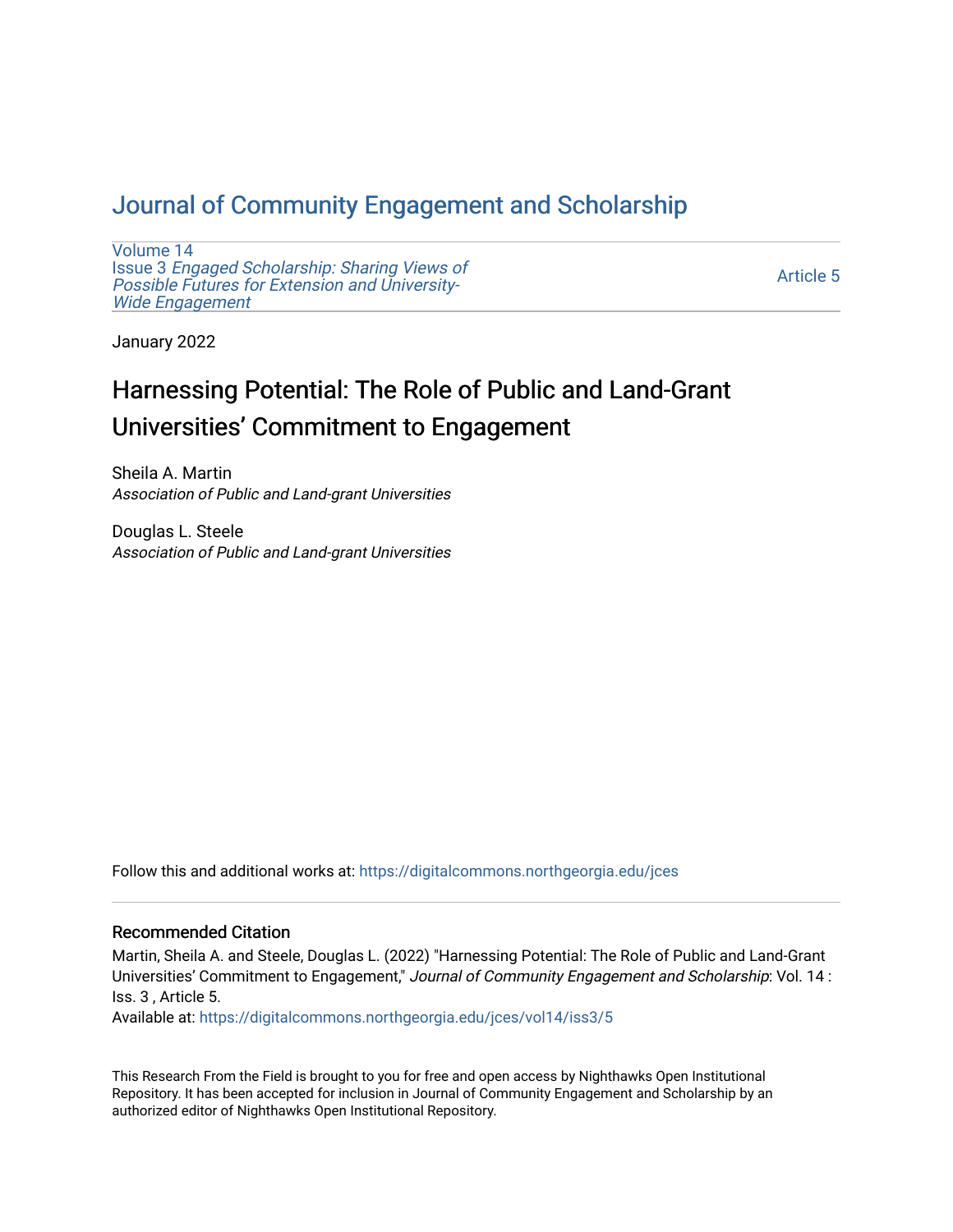# Journal of Community Engagement and Scholarship

Volume 14
Issue 3 *Engaged Scholarship: Sharing Views of Possible Futures for Extension and University-Wide Engagement*

Article 5

January 2022

## Harnessing Potential: The Role of Public and Land-Grant Universities' Commitment to Engagement

Sheila A. Martin
*Association of Public and Land-grant Universities*

Douglas L. Steele
*Association of Public and Land-grant Universities*

Follow this and additional works at: https://digitalcommons.northgeorgia.edu/jces

### Recommended Citation

Martin, Sheila A. and Steele, Douglas L. (2022) "Harnessing Potential: The Role of Public and Land-Grant Universities' Commitment to Engagement," *Journal of Community Engagement and Scholarship*: Vol. 14 : Iss. 3 , Article 5.
Available at: https://digitalcommons.northgeorgia.edu/jces/vol14/iss3/5

This Research From the Field is brought to you for free and open access by Nighthawks Open Institutional Repository. It has been accepted for inclusion in Journal of Community Engagement and Scholarship by an authorized editor of Nighthawks Open Institutional Repository.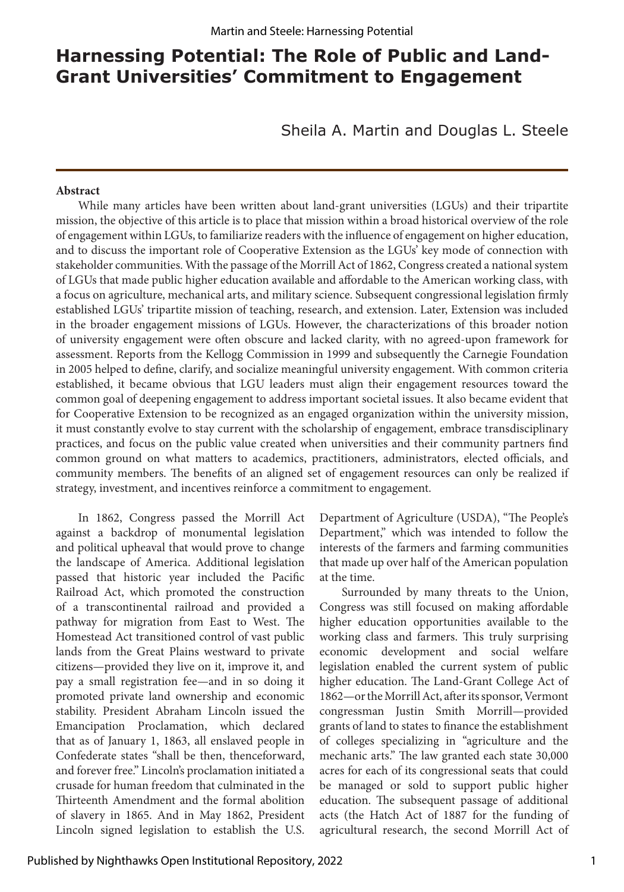# Harnessing Potential: The Role of Public and Land-Grant Universities' Commitment to Engagement

Sheila A. Martin and Douglas L. Steele

**Abstract**

While many articles have been written about land-grant universities (LGUs) and their tripartite mission, the objective of this article is to place that mission within a broad historical overview of the role of engagement within LGUs, to familiarize readers with the influence of engagement on higher education, and to discuss the important role of Cooperative Extension as the LGUs' key mode of connection with stakeholder communities. With the passage of the Morrill Act of 1862, Congress created a national system of LGUs that made public higher education available and affordable to the American working class, with a focus on agriculture, mechanical arts, and military science. Subsequent congressional legislation firmly established LGUs' tripartite mission of teaching, research, and extension. Later, Extension was included in the broader engagement missions of LGUs. However, the characterizations of this broader notion of university engagement were often obscure and lacked clarity, with no agreed-upon framework for assessment. Reports from the Kellogg Commission in 1999 and subsequently the Carnegie Foundation in 2005 helped to define, clarify, and socialize meaningful university engagement. With common criteria established, it became obvious that LGU leaders must align their engagement resources toward the common goal of deepening engagement to address important societal issues. It also became evident that for Cooperative Extension to be recognized as an engaged organization within the university mission, it must constantly evolve to stay current with the scholarship of engagement, embrace transdisciplinary practices, and focus on the public value created when universities and their community partners find common ground on what matters to academics, practitioners, administrators, elected officials, and community members. The benefits of an aligned set of engagement resources can only be realized if strategy, investment, and incentives reinforce a commitment to engagement.

In 1862, Congress passed the Morrill Act against a backdrop of monumental legislation and political upheaval that would prove to change the landscape of America. Additional legislation passed that historic year included the Pacific Railroad Act, which promoted the construction of a transcontinental railroad and provided a pathway for migration from East to West. The Homestead Act transitioned control of vast public lands from the Great Plains westward to private citizens—provided they live on it, improve it, and pay a small registration fee—and in so doing it promoted private land ownership and economic stability. President Abraham Lincoln issued the Emancipation Proclamation, which declared that as of January 1, 1863, all enslaved people in Confederate states "shall be then, thenceforward, and forever free." Lincoln's proclamation initiated a crusade for human freedom that culminated in the Thirteenth Amendment and the formal abolition of slavery in 1865. And in May 1862, President Lincoln signed legislation to establish the U.S. Department of Agriculture (USDA), "The People's Department," which was intended to follow the interests of the farmers and farming communities that made up over half of the American population at the time.

Surrounded by many threats to the Union, Congress was still focused on making affordable higher education opportunities available to the working class and farmers. This truly surprising economic development and social welfare legislation enabled the current system of public higher education. The Land-Grant College Act of 1862—or the Morrill Act, after its sponsor, Vermont congressman Justin Smith Morrill—provided grants of land to states to finance the establishment of colleges specializing in "agriculture and the mechanic arts." The law granted each state 30,000 acres for each of its congressional seats that could be managed or sold to support public higher education. The subsequent passage of additional acts (the Hatch Act of 1887 for the funding of agricultural research, the second Morrill Act of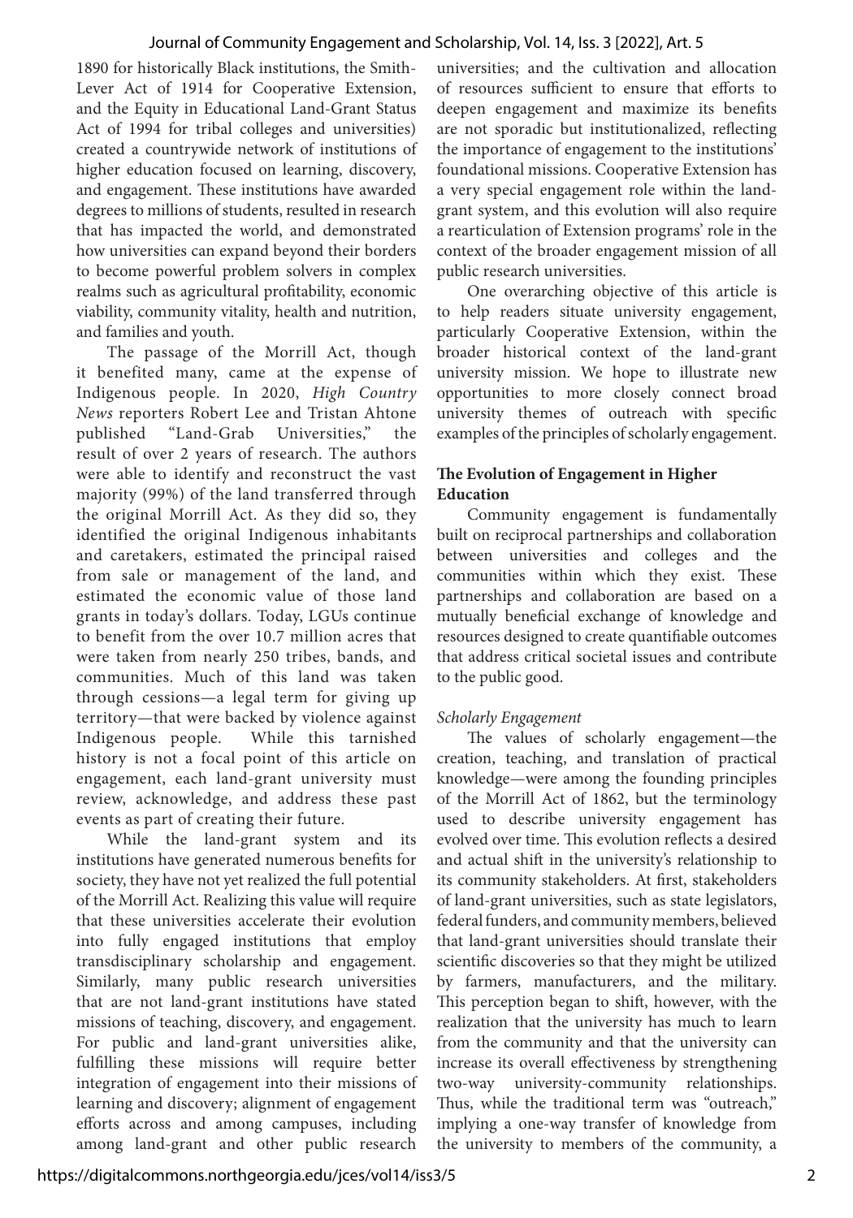1890 for historically Black institutions, the Smith-Lever Act of 1914 for Cooperative Extension, and the Equity in Educational Land-Grant Status Act of 1994 for tribal colleges and universities) created a countrywide network of institutions of higher education focused on learning, discovery, and engagement. These institutions have awarded degrees to millions of students, resulted in research that has impacted the world, and demonstrated how universities can expand beyond their borders to become powerful problem solvers in complex realms such as agricultural profitability, economic viability, community vitality, health and nutrition, and families and youth.

The passage of the Morrill Act, though it benefited many, came at the expense of Indigenous people. In 2020, *High Country News* reporters Robert Lee and Tristan Ahtone published "Land-Grab Universities," the result of over 2 years of research. The authors were able to identify and reconstruct the vast majority (99%) of the land transferred through the original Morrill Act. As they did so, they identified the original Indigenous inhabitants and caretakers, estimated the principal raised from sale or management of the land, and estimated the economic value of those land grants in today's dollars. Today, LGUs continue to benefit from the over 10.7 million acres that were taken from nearly 250 tribes, bands, and communities. Much of this land was taken through cessions—a legal term for giving up territory—that were backed by violence against Indigenous people. While this tarnished history is not a focal point of this article on engagement, each land-grant university must review, acknowledge, and address these past events as part of creating their future.

While the land-grant system and its institutions have generated numerous benefits for society, they have not yet realized the full potential of the Morrill Act. Realizing this value will require that these universities accelerate their evolution into fully engaged institutions that employ transdisciplinary scholarship and engagement. Similarly, many public research universities that are not land-grant institutions have stated missions of teaching, discovery, and engagement. For public and land-grant universities alike, fulfilling these missions will require better integration of engagement into their missions of learning and discovery; alignment of engagement efforts across and among campuses, including among land-grant and other public research universities; and the cultivation and allocation of resources sufficient to ensure that efforts to deepen engagement and maximize its benefits are not sporadic but institutionalized, reflecting the importance of engagement to the institutions' foundational missions. Cooperative Extension has a very special engagement role within the land-grant system, and this evolution will also require a rearticulation of Extension programs' role in the context of the broader engagement mission of all public research universities.

One overarching objective of this article is to help readers situate university engagement, particularly Cooperative Extension, within the broader historical context of the land-grant university mission. We hope to illustrate new opportunities to more closely connect broad university themes of outreach with specific examples of the principles of scholarly engagement.

## The Evolution of Engagement in Higher Education

Community engagement is fundamentally built on reciprocal partnerships and collaboration between universities and colleges and the communities within which they exist. These partnerships and collaboration are based on a mutually beneficial exchange of knowledge and resources designed to create quantifiable outcomes that address critical societal issues and contribute to the public good.

### *Scholarly Engagement*

The values of scholarly engagement—the creation, teaching, and translation of practical knowledge—were among the founding principles of the Morrill Act of 1862, but the terminology used to describe university engagement has evolved over time. This evolution reflects a desired and actual shift in the university's relationship to its community stakeholders. At first, stakeholders of land-grant universities, such as state legislators, federal funders, and community members, believed that land-grant universities should translate their scientific discoveries so that they might be utilized by farmers, manufacturers, and the military. This perception began to shift, however, with the realization that the university has much to learn from the community and that the university can increase its overall effectiveness by strengthening two-way university-community relationships. Thus, while the traditional term was "outreach," implying a one-way transfer of knowledge from the university to members of the community, a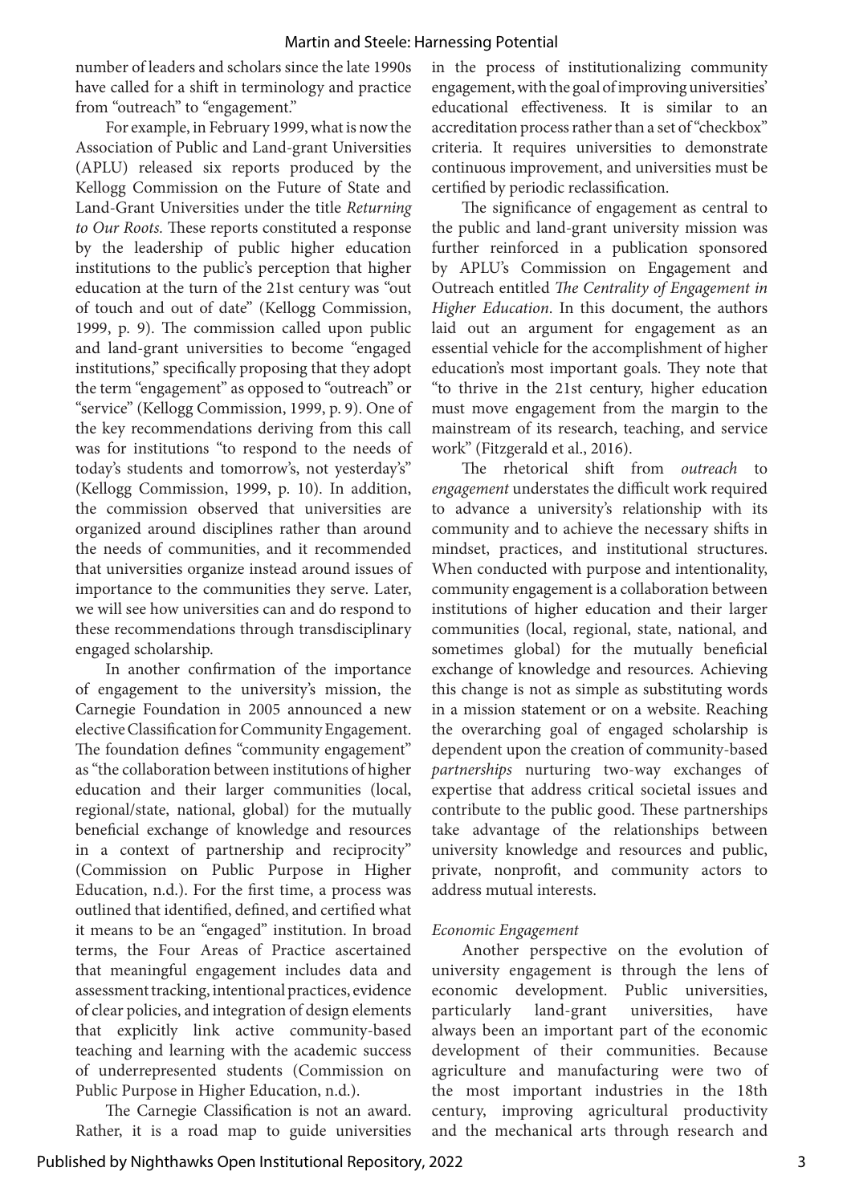number of leaders and scholars since the late 1990s have called for a shift in terminology and practice from "outreach" to "engagement."

For example, in February 1999, what is now the Association of Public and Land-grant Universities (APLU) released six reports produced by the Kellogg Commission on the Future of State and Land-Grant Universities under the title *Returning to Our Roots.* These reports constituted a response by the leadership of public higher education institutions to the public's perception that higher education at the turn of the 21st century was "out of touch and out of date" (Kellogg Commission, 1999, p. 9). The commission called upon public and land-grant universities to become "engaged institutions," specifically proposing that they adopt the term "engagement" as opposed to "outreach" or "service" (Kellogg Commission, 1999, p. 9). One of the key recommendations deriving from this call was for institutions "to respond to the needs of today's students and tomorrow's, not yesterday's" (Kellogg Commission, 1999, p. 10). In addition, the commission observed that universities are organized around disciplines rather than around the needs of communities, and it recommended that universities organize instead around issues of importance to the communities they serve. Later, we will see how universities can and do respond to these recommendations through transdisciplinary engaged scholarship.

In another confirmation of the importance of engagement to the university's mission, the Carnegie Foundation in 2005 announced a new elective Classification for Community Engagement. The foundation defines "community engagement" as "the collaboration between institutions of higher education and their larger communities (local, regional/state, national, global) for the mutually beneficial exchange of knowledge and resources in a context of partnership and reciprocity" (Commission on Public Purpose in Higher Education, n.d.). For the first time, a process was outlined that identified, defined, and certified what it means to be an "engaged" institution. In broad terms, the Four Areas of Practice ascertained that meaningful engagement includes data and assessment tracking, intentional practices, evidence of clear policies, and integration of design elements that explicitly link active community-based teaching and learning with the academic success of underrepresented students (Commission on Public Purpose in Higher Education, n.d.).

The Carnegie Classification is not an award. Rather, it is a road map to guide universities in the process of institutionalizing community engagement, with the goal of improving universities' educational effectiveness. It is similar to an accreditation process rather than a set of "checkbox" criteria. It requires universities to demonstrate continuous improvement, and universities must be certified by periodic reclassification.

The significance of engagement as central to the public and land-grant university mission was further reinforced in a publication sponsored by APLU's Commission on Engagement and Outreach entitled *The Centrality of Engagement in Higher Education*. In this document, the authors laid out an argument for engagement as an essential vehicle for the accomplishment of higher education's most important goals. They note that "to thrive in the 21st century, higher education must move engagement from the margin to the mainstream of its research, teaching, and service work" (Fitzgerald et al., 2016).

The rhetorical shift from *outreach* to *engagement* understates the difficult work required to advance a university's relationship with its community and to achieve the necessary shifts in mindset, practices, and institutional structures. When conducted with purpose and intentionality, community engagement is a collaboration between institutions of higher education and their larger communities (local, regional, state, national, and sometimes global) for the mutually beneficial exchange of knowledge and resources. Achieving this change is not as simple as substituting words in a mission statement or on a website. Reaching the overarching goal of engaged scholarship is dependent upon the creation of community-based *partnerships* nurturing two-way exchanges of expertise that address critical societal issues and contribute to the public good. These partnerships take advantage of the relationships between university knowledge and resources and public, private, nonprofit, and community actors to address mutual interests.

*Economic Engagement*

Another perspective on the evolution of university engagement is through the lens of economic development. Public universities, particularly land-grant universities, have always been an important part of the economic development of their communities. Because agriculture and manufacturing were two of the most important industries in the 18th century, improving agricultural productivity and the mechanical arts through research and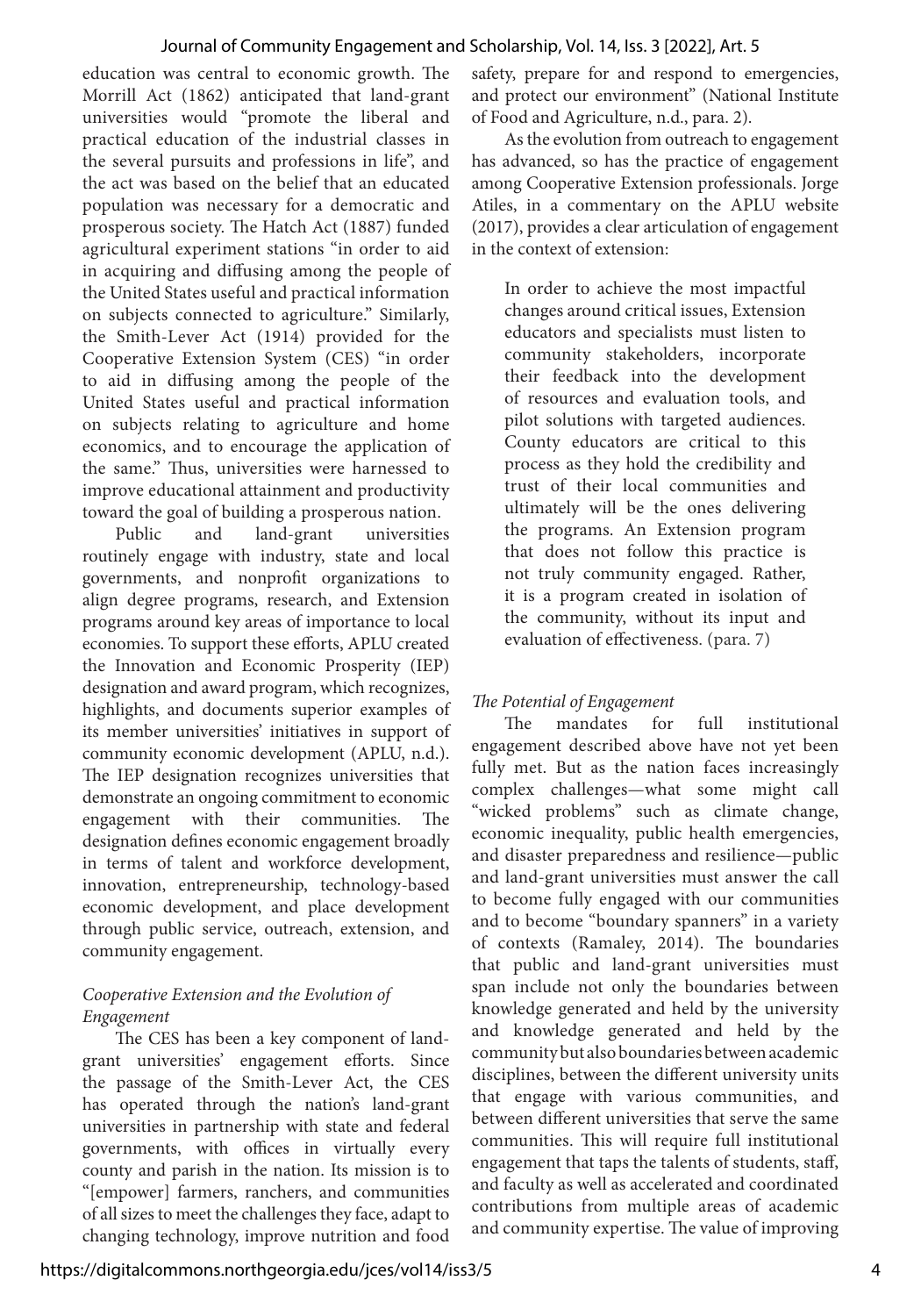education was central to economic growth. The Morrill Act (1862) anticipated that land-grant universities would "promote the liberal and practical education of the industrial classes in the several pursuits and professions in life", and the act was based on the belief that an educated population was necessary for a democratic and prosperous society. The Hatch Act (1887) funded agricultural experiment stations "in order to aid in acquiring and diffusing among the people of the United States useful and practical information on subjects connected to agriculture." Similarly, the Smith-Lever Act (1914) provided for the Cooperative Extension System (CES) "in order to aid in diffusing among the people of the United States useful and practical information on subjects relating to agriculture and home economics, and to encourage the application of the same." Thus, universities were harnessed to improve educational attainment and productivity toward the goal of building a prosperous nation.

Public and land-grant universities routinely engage with industry, state and local governments, and nonprofit organizations to align degree programs, research, and Extension programs around key areas of importance to local economies. To support these efforts, APLU created the Innovation and Economic Prosperity (IEP) designation and award program, which recognizes, highlights, and documents superior examples of its member universities' initiatives in support of community economic development (APLU, n.d.). The IEP designation recognizes universities that demonstrate an ongoing commitment to economic engagement with their communities. The designation defines economic engagement broadly in terms of talent and workforce development, innovation, entrepreneurship, technology-based economic development, and place development through public service, outreach, extension, and community engagement.

### *Cooperative Extension and the Evolution of Engagement*

The CES has been a key component of land-grant universities' engagement efforts. Since the passage of the Smith-Lever Act, the CES has operated through the nation's land-grant universities in partnership with state and federal governments, with offices in virtually every county and parish in the nation. Its mission is to "[empower] farmers, ranchers, and communities of all sizes to meet the challenges they face, adapt to changing technology, improve nutrition and food safety, prepare for and respond to emergencies, and protect our environment" (National Institute of Food and Agriculture, n.d., para. 2).

As the evolution from outreach to engagement has advanced, so has the practice of engagement among Cooperative Extension professionals. Jorge Atiles, in a commentary on the APLU website (2017), provides a clear articulation of engagement in the context of extension:

> In order to achieve the most impactful changes around critical issues, Extension educators and specialists must listen to community stakeholders, incorporate their feedback into the development of resources and evaluation tools, and pilot solutions with targeted audiences. County educators are critical to this process as they hold the credibility and trust of their local communities and ultimately will be the ones delivering the programs. An Extension program that does not follow this practice is not truly community engaged. Rather, it is a program created in isolation of the community, without its input and evaluation of effectiveness. (para. 7)

### *The Potential of Engagement*

The mandates for full institutional engagement described above have not yet been fully met. But as the nation faces increasingly complex challenges—what some might call "wicked problems" such as climate change, economic inequality, public health emergencies, and disaster preparedness and resilience—public and land-grant universities must answer the call to become fully engaged with our communities and to become "boundary spanners" in a variety of contexts (Ramaley, 2014). The boundaries that public and land-grant universities must span include not only the boundaries between knowledge generated and held by the university and knowledge generated and held by the community but also boundaries between academic disciplines, between the different university units that engage with various communities, and between different universities that serve the same communities. This will require full institutional engagement that taps the talents of students, staff, and faculty as well as accelerated and coordinated contributions from multiple areas of academic and community expertise. The value of improving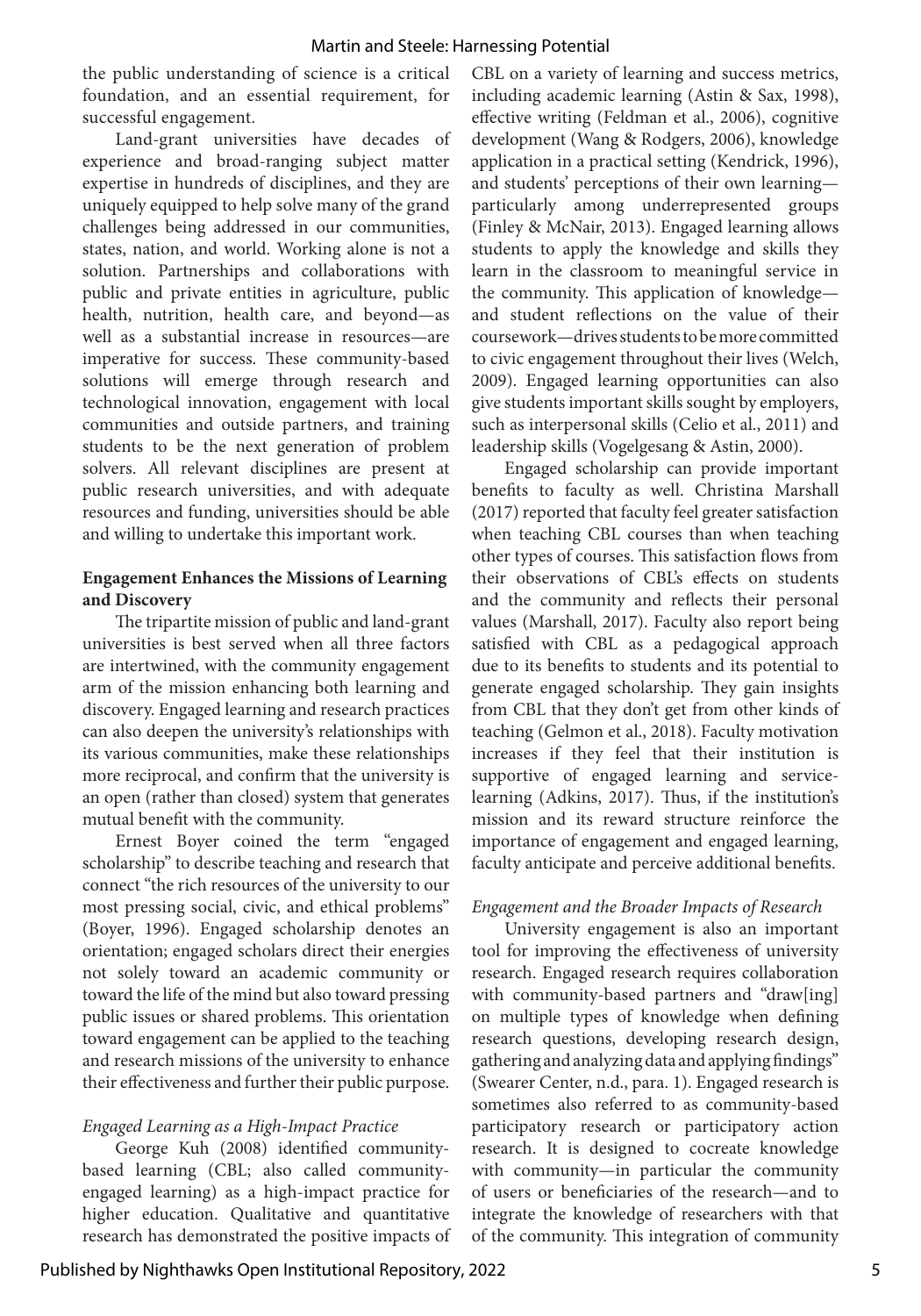the public understanding of science is a critical foundation, and an essential requirement, for successful engagement.

Land-grant universities have decades of experience and broad-ranging subject matter expertise in hundreds of disciplines, and they are uniquely equipped to help solve many of the grand challenges being addressed in our communities, states, nation, and world. Working alone is not a solution. Partnerships and collaborations with public and private entities in agriculture, public health, nutrition, health care, and beyond—as well as a substantial increase in resources—are imperative for success. These community-based solutions will emerge through research and technological innovation, engagement with local communities and outside partners, and training students to be the next generation of problem solvers. All relevant disciplines are present at public research universities, and with adequate resources and funding, universities should be able and willing to undertake this important work.

### Engagement Enhances the Missions of Learning and Discovery

The tripartite mission of public and land-grant universities is best served when all three factors are intertwined, with the community engagement arm of the mission enhancing both learning and discovery. Engaged learning and research practices can also deepen the university's relationships with its various communities, make these relationships more reciprocal, and confirm that the university is an open (rather than closed) system that generates mutual benefit with the community.

Ernest Boyer coined the term "engaged scholarship" to describe teaching and research that connect "the rich resources of the university to our most pressing social, civic, and ethical problems" (Boyer, 1996). Engaged scholarship denotes an orientation; engaged scholars direct their energies not solely toward an academic community or toward the life of the mind but also toward pressing public issues or shared problems. This orientation toward engagement can be applied to the teaching and research missions of the university to enhance their effectiveness and further their public purpose.

#### *Engaged Learning as a High-Impact Practice*

George Kuh (2008) identified community-based learning (CBL; also called community-engaged learning) as a high-impact practice for higher education. Qualitative and quantitative research has demonstrated the positive impacts of CBL on a variety of learning and success metrics, including academic learning (Astin & Sax, 1998), effective writing (Feldman et al., 2006), cognitive development (Wang & Rodgers, 2006), knowledge application in a practical setting (Kendrick, 1996), and students' perceptions of their own learning—particularly among underrepresented groups (Finley & McNair, 2013). Engaged learning allows students to apply the knowledge and skills they learn in the classroom to meaningful service in the community. This application of knowledge—and student reflections on the value of their coursework—drives students to be more committed to civic engagement throughout their lives (Welch, 2009). Engaged learning opportunities can also give students important skills sought by employers, such as interpersonal skills (Celio et al., 2011) and leadership skills (Vogelgesang & Astin, 2000).

Engaged scholarship can provide important benefits to faculty as well. Christina Marshall (2017) reported that faculty feel greater satisfaction when teaching CBL courses than when teaching other types of courses. This satisfaction flows from their observations of CBL's effects on students and the community and reflects their personal values (Marshall, 2017). Faculty also report being satisfied with CBL as a pedagogical approach due to its benefits to students and its potential to generate engaged scholarship. They gain insights from CBL that they don't get from other kinds of teaching (Gelmon et al., 2018). Faculty motivation increases if they feel that their institution is supportive of engaged learning and service-learning (Adkins, 2017). Thus, if the institution's mission and its reward structure reinforce the importance of engagement and engaged learning, faculty anticipate and perceive additional benefits.

#### *Engagement and the Broader Impacts of Research*

University engagement is also an important tool for improving the effectiveness of university research. Engaged research requires collaboration with community-based partners and "draw[ing] on multiple types of knowledge when defining research questions, developing research design, gathering and analyzing data and applying findings" (Swearer Center, n.d., para. 1). Engaged research is sometimes also referred to as community-based participatory research or participatory action research. It is designed to cocreate knowledge with community—in particular the community of users or beneficiaries of the research—and to integrate the knowledge of researchers with that of the community. This integration of community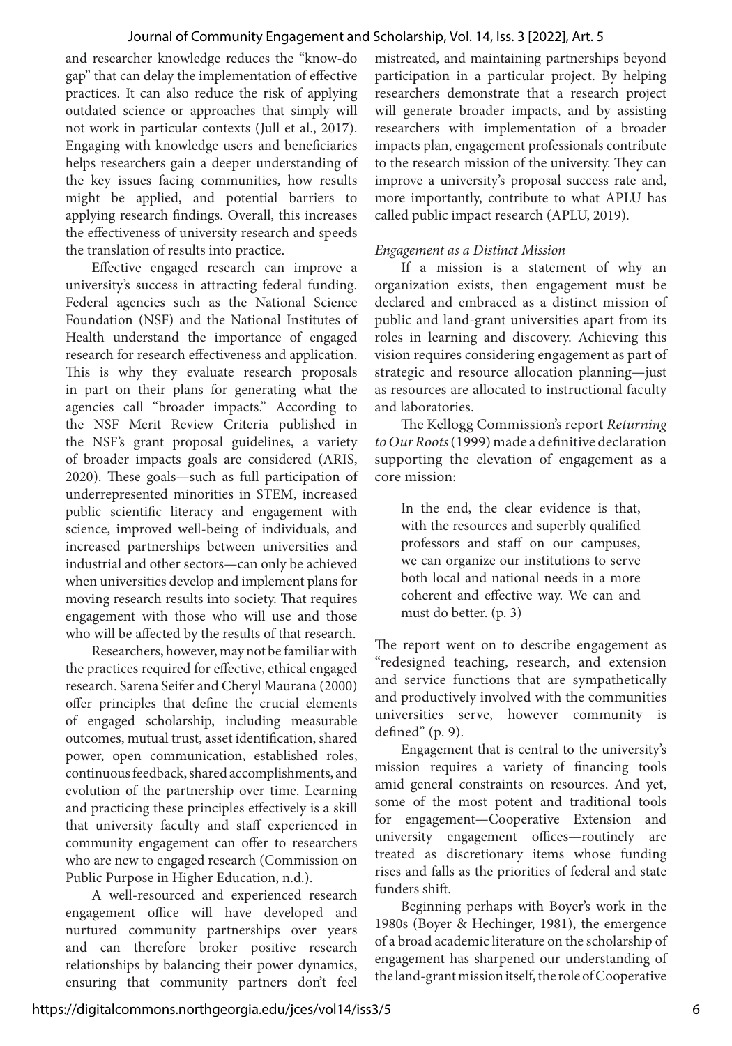and researcher knowledge reduces the "know-do gap" that can delay the implementation of effective practices. It can also reduce the risk of applying outdated science or approaches that simply will not work in particular contexts (Jull et al., 2017). Engaging with knowledge users and beneficiaries helps researchers gain a deeper understanding of the key issues facing communities, how results might be applied, and potential barriers to applying research findings. Overall, this increases the effectiveness of university research and speeds the translation of results into practice.

Effective engaged research can improve a university's success in attracting federal funding. Federal agencies such as the National Science Foundation (NSF) and the National Institutes of Health understand the importance of engaged research for research effectiveness and application. This is why they evaluate research proposals in part on their plans for generating what the agencies call "broader impacts." According to the NSF Merit Review Criteria published in the NSF's grant proposal guidelines, a variety of broader impacts goals are considered (ARIS, 2020). These goals—such as full participation of underrepresented minorities in STEM, increased public scientific literacy and engagement with science, improved well-being of individuals, and increased partnerships between universities and industrial and other sectors—can only be achieved when universities develop and implement plans for moving research results into society. That requires engagement with those who will use and those who will be affected by the results of that research.

Researchers, however, may not be familiar with the practices required for effective, ethical engaged research. Sarena Seifer and Cheryl Maurana (2000) offer principles that define the crucial elements of engaged scholarship, including measurable outcomes, mutual trust, asset identification, shared power, open communication, established roles, continuous feedback, shared accomplishments, and evolution of the partnership over time. Learning and practicing these principles effectively is a skill that university faculty and staff experienced in community engagement can offer to researchers who are new to engaged research (Commission on Public Purpose in Higher Education, n.d.).

A well-resourced and experienced research engagement office will have developed and nurtured community partnerships over years and can therefore broker positive research relationships by balancing their power dynamics, ensuring that community partners don't feel mistreated, and maintaining partnerships beyond participation in a particular project. By helping researchers demonstrate that a research project will generate broader impacts, and by assisting researchers with implementation of a broader impacts plan, engagement professionals contribute to the research mission of the university. They can improve a university's proposal success rate and, more importantly, contribute to what APLU has called public impact research (APLU, 2019).

*Engagement as a Distinct Mission*

If a mission is a statement of why an organization exists, then engagement must be declared and embraced as a distinct mission of public and land-grant universities apart from its roles in learning and discovery. Achieving this vision requires considering engagement as part of strategic and resource allocation planning—just as resources are allocated to instructional faculty and laboratories.

The Kellogg Commission's report *Returning to Our Roots* (1999) made a definitive declaration supporting the elevation of engagement as a core mission:

> In the end, the clear evidence is that, with the resources and superbly qualified professors and staff on our campuses, we can organize our institutions to serve both local and national needs in a more coherent and effective way. We can and must do better. (p. 3)

The report went on to describe engagement as "redesigned teaching, research, and extension and service functions that are sympathetically and productively involved with the communities universities serve, however community is defined" (p. 9).

Engagement that is central to the university's mission requires a variety of financing tools amid general constraints on resources. And yet, some of the most potent and traditional tools for engagement—Cooperative Extension and university engagement offices—routinely are treated as discretionary items whose funding rises and falls as the priorities of federal and state funders shift.

Beginning perhaps with Boyer's work in the 1980s (Boyer & Hechinger, 1981), the emergence of a broad academic literature on the scholarship of engagement has sharpened our understanding of the land-grant mission itself, the role of Cooperative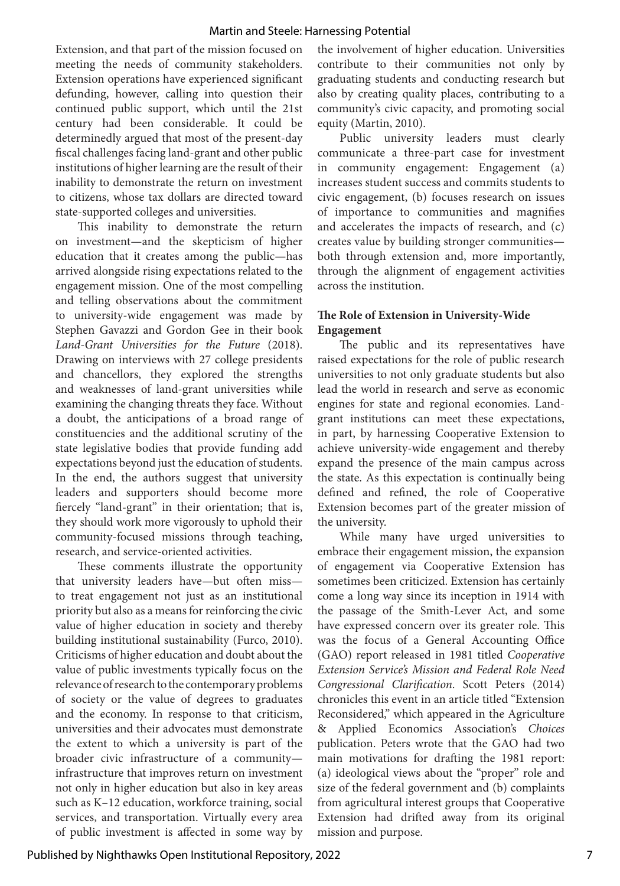Extension, and that part of the mission focused on meeting the needs of community stakeholders. Extension operations have experienced significant defunding, however, calling into question their continued public support, which until the 21st century had been considerable. It could be determinedly argued that most of the present-day fiscal challenges facing land-grant and other public institutions of higher learning are the result of their inability to demonstrate the return on investment to citizens, whose tax dollars are directed toward state-supported colleges and universities.

This inability to demonstrate the return on investment—and the skepticism of higher education that it creates among the public—has arrived alongside rising expectations related to the engagement mission. One of the most compelling and telling observations about the commitment to university-wide engagement was made by Stephen Gavazzi and Gordon Gee in their book *Land-Grant Universities for the Future* (2018). Drawing on interviews with 27 college presidents and chancellors, they explored the strengths and weaknesses of land-grant universities while examining the changing threats they face. Without a doubt, the anticipations of a broad range of constituencies and the additional scrutiny of the state legislative bodies that provide funding add expectations beyond just the education of students. In the end, the authors suggest that university leaders and supporters should become more fiercely "land-grant" in their orientation; that is, they should work more vigorously to uphold their community-focused missions through teaching, research, and service-oriented activities.

These comments illustrate the opportunity that university leaders have—but often miss—to treat engagement not just as an institutional priority but also as a means for reinforcing the civic value of higher education in society and thereby building institutional sustainability (Furco, 2010). Criticisms of higher education and doubt about the value of public investments typically focus on the relevance of research to the contemporary problems of society or the value of degrees to graduates and the economy. In response to that criticism, universities and their advocates must demonstrate the extent to which a university is part of the broader civic infrastructure of a community—infrastructure that improves return on investment not only in higher education but also in key areas such as K–12 education, workforce training, social services, and transportation. Virtually every area of public investment is affected in some way by the involvement of higher education. Universities contribute to their communities not only by graduating students and conducting research but also by creating quality places, contributing to a community's civic capacity, and promoting social equity (Martin, 2010).

Public university leaders must clearly communicate a three-part case for investment in community engagement: Engagement (a) increases student success and commits students to civic engagement, (b) focuses research on issues of importance to communities and magnifies and accelerates the impacts of research, and (c) creates value by building stronger communities—both through extension and, more importantly, through the alignment of engagement activities across the institution.

### The Role of Extension in University-Wide Engagement

The public and its representatives have raised expectations for the role of public research universities to not only graduate students but also lead the world in research and serve as economic engines for state and regional economies. Land-grant institutions can meet these expectations, in part, by harnessing Cooperative Extension to achieve university-wide engagement and thereby expand the presence of the main campus across the state. As this expectation is continually being defined and refined, the role of Cooperative Extension becomes part of the greater mission of the university.

While many have urged universities to embrace their engagement mission, the expansion of engagement via Cooperative Extension has sometimes been criticized. Extension has certainly come a long way since its inception in 1914 with the passage of the Smith-Lever Act, and some have expressed concern over its greater role. This was the focus of a General Accounting Office (GAO) report released in 1981 titled *Cooperative Extension Service's Mission and Federal Role Need Congressional Clarification*. Scott Peters (2014) chronicles this event in an article titled "Extension Reconsidered," which appeared in the Agriculture & Applied Economics Association's *Choices* publication. Peters wrote that the GAO had two main motivations for drafting the 1981 report: (a) ideological views about the "proper" role and size of the federal government and (b) complaints from agricultural interest groups that Cooperative Extension had drifted away from its original mission and purpose.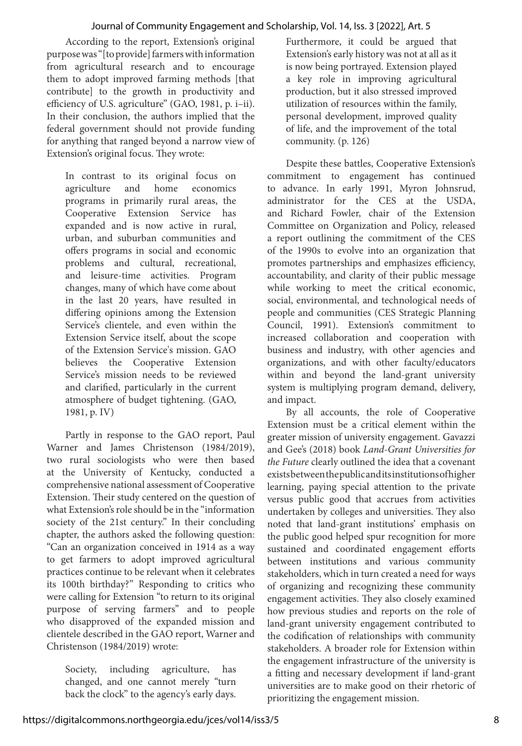According to the report, Extension's original purpose was "[to provide] farmers with information from agricultural research and to encourage them to adopt improved farming methods [that contribute] to the growth in productivity and efficiency of U.S. agriculture" (GAO, 1981, p. i–ii). In their conclusion, the authors implied that the federal government should not provide funding for anything that ranged beyond a narrow view of Extension's original focus. They wrote:

> In contrast to its original focus on agriculture and home economics programs in primarily rural areas, the Cooperative Extension Service has expanded and is now active in rural, urban, and suburban communities and offers programs in social and economic problems and cultural, recreational, and leisure-time activities. Program changes, many of which have come about in the last 20 years, have resulted in differing opinions among the Extension Service's clientele, and even within the Extension Service itself, about the scope of the Extension Service's mission. GAO believes the Cooperative Extension Service's mission needs to be reviewed and clarified, particularly in the current atmosphere of budget tightening. (GAO, 1981, p. IV)

Partly in response to the GAO report, Paul Warner and James Christenson (1984/2019), two rural sociologists who were then based at the University of Kentucky, conducted a comprehensive national assessment of Cooperative Extension. Their study centered on the question of what Extension's role should be in the "information society of the 21st century." In their concluding chapter, the authors asked the following question: "Can an organization conceived in 1914 as a way to get farmers to adopt improved agricultural practices continue to be relevant when it celebrates its 100th birthday?" Responding to critics who were calling for Extension "to return to its original purpose of serving farmers" and to people who disapproved of the expanded mission and clientele described in the GAO report, Warner and Christenson (1984/2019) wrote:

> Society, including agriculture, has changed, and one cannot merely "turn back the clock" to the agency's early days. Furthermore, it could be argued that Extension's early history was not at all as it is now being portrayed. Extension played a key role in improving agricultural production, but it also stressed improved utilization of resources within the family, personal development, improved quality of life, and the improvement of the total community. (p. 126)

Despite these battles, Cooperative Extension's commitment to engagement has continued to advance. In early 1991, Myron Johnsrud, administrator for the CES at the USDA, and Richard Fowler, chair of the Extension Committee on Organization and Policy, released a report outlining the commitment of the CES of the 1990s to evolve into an organization that promotes partnerships and emphasizes efficiency, accountability, and clarity of their public message while working to meet the critical economic, social, environmental, and technological needs of people and communities (CES Strategic Planning Council, 1991). Extension's commitment to increased collaboration and cooperation with business and industry, with other agencies and organizations, and with other faculty/educators within and beyond the land-grant university system is multiplying program demand, delivery, and impact.

By all accounts, the role of Cooperative Extension must be a critical element within the greater mission of university engagement. Gavazzi and Gee's (2018) book *Land-Grant Universities for the Future* clearly outlined the idea that a covenant exists between the public and its institutions of higher learning, paying special attention to the private versus public good that accrues from activities undertaken by colleges and universities. They also noted that land-grant institutions' emphasis on the public good helped spur recognition for more sustained and coordinated engagement efforts between institutions and various community stakeholders, which in turn created a need for ways of organizing and recognizing these community engagement activities. They also closely examined how previous studies and reports on the role of land-grant university engagement contributed to the codification of relationships with community stakeholders. A broader role for Extension within the engagement infrastructure of the university is a fitting and necessary development if land-grant universities are to make good on their rhetoric of prioritizing the engagement mission.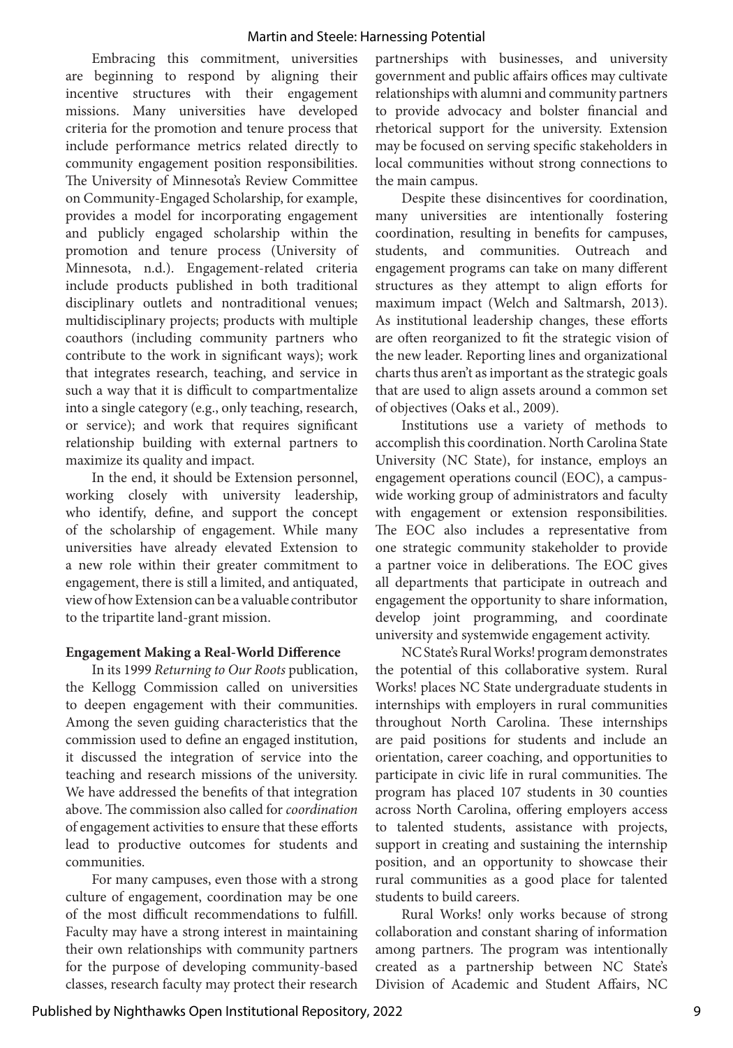Embracing this commitment, universities are beginning to respond by aligning their incentive structures with their engagement missions. Many universities have developed criteria for the promotion and tenure process that include performance metrics related directly to community engagement position responsibilities. The University of Minnesota's Review Committee on Community-Engaged Scholarship, for example, provides a model for incorporating engagement and publicly engaged scholarship within the promotion and tenure process (University of Minnesota, n.d.). Engagement-related criteria include products published in both traditional disciplinary outlets and nontraditional venues; multidisciplinary projects; products with multiple coauthors (including community partners who contribute to the work in significant ways); work that integrates research, teaching, and service in such a way that it is difficult to compartmentalize into a single category (e.g., only teaching, research, or service); and work that requires significant relationship building with external partners to maximize its quality and impact.

In the end, it should be Extension personnel, working closely with university leadership, who identify, define, and support the concept of the scholarship of engagement. While many universities have already elevated Extension to a new role within their greater commitment to engagement, there is still a limited, and antiquated, view of how Extension can be a valuable contributor to the tripartite land-grant mission.

**Engagement Making a Real-World Difference**

In its 1999 *Returning to Our Roots* publication, the Kellogg Commission called on universities to deepen engagement with their communities. Among the seven guiding characteristics that the commission used to define an engaged institution, it discussed the integration of service into the teaching and research missions of the university. We have addressed the benefits of that integration above. The commission also called for *coordination* of engagement activities to ensure that these efforts lead to productive outcomes for students and communities.

For many campuses, even those with a strong culture of engagement, coordination may be one of the most difficult recommendations to fulfill. Faculty may have a strong interest in maintaining their own relationships with community partners for the purpose of developing community-based classes, research faculty may protect their research partnerships with businesses, and university government and public affairs offices may cultivate relationships with alumni and community partners to provide advocacy and bolster financial and rhetorical support for the university. Extension may be focused on serving specific stakeholders in local communities without strong connections to the main campus.

Despite these disincentives for coordination, many universities are intentionally fostering coordination, resulting in benefits for campuses, students, and communities. Outreach and engagement programs can take on many different structures as they attempt to align efforts for maximum impact (Welch and Saltmarsh, 2013). As institutional leadership changes, these efforts are often reorganized to fit the strategic vision of the new leader. Reporting lines and organizational charts thus aren't as important as the strategic goals that are used to align assets around a common set of objectives (Oaks et al., 2009).

Institutions use a variety of methods to accomplish this coordination. North Carolina State University (NC State), for instance, employs an engagement operations council (EOC), a campus-wide working group of administrators and faculty with engagement or extension responsibilities. The EOC also includes a representative from one strategic community stakeholder to provide a partner voice in deliberations. The EOC gives all departments that participate in outreach and engagement the opportunity to share information, develop joint programming, and coordinate university and systemwide engagement activity.

NC State's Rural Works! program demonstrates the potential of this collaborative system. Rural Works! places NC State undergraduate students in internships with employers in rural communities throughout North Carolina. These internships are paid positions for students and include an orientation, career coaching, and opportunities to participate in civic life in rural communities. The program has placed 107 students in 30 counties across North Carolina, offering employers access to talented students, assistance with projects, support in creating and sustaining the internship position, and an opportunity to showcase their rural communities as a good place for talented students to build careers.

Rural Works! only works because of strong collaboration and constant sharing of information among partners. The program was intentionally created as a partnership between NC State's Division of Academic and Student Affairs, NC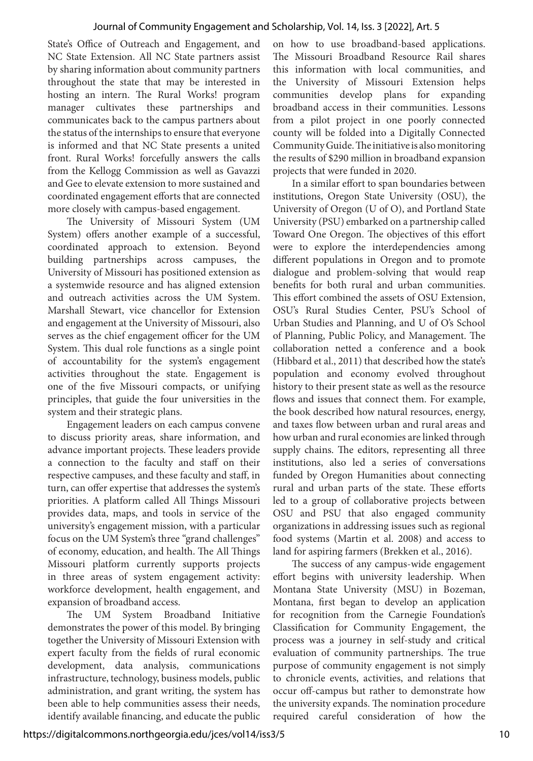State's Office of Outreach and Engagement, and NC State Extension. All NC State partners assist by sharing information about community partners throughout the state that may be interested in hosting an intern. The Rural Works! program manager cultivates these partnerships and communicates back to the campus partners about the status of the internships to ensure that everyone is informed and that NC State presents a united front. Rural Works! forcefully answers the calls from the Kellogg Commission as well as Gavazzi and Gee to elevate extension to more sustained and coordinated engagement efforts that are connected more closely with campus-based engagement.

The University of Missouri System (UM System) offers another example of a successful, coordinated approach to extension. Beyond building partnerships across campuses, the University of Missouri has positioned extension as a systemwide resource and has aligned extension and outreach activities across the UM System. Marshall Stewart, vice chancellor for Extension and engagement at the University of Missouri, also serves as the chief engagement officer for the UM System. This dual role functions as a single point of accountability for the system's engagement activities throughout the state. Engagement is one of the five Missouri compacts, or unifying principles, that guide the four universities in the system and their strategic plans.

Engagement leaders on each campus convene to discuss priority areas, share information, and advance important projects. These leaders provide a connection to the faculty and staff on their respective campuses, and these faculty and staff, in turn, can offer expertise that addresses the system's priorities. A platform called All Things Missouri provides data, maps, and tools in service of the university's engagement mission, with a particular focus on the UM System's three "grand challenges" of economy, education, and health. The All Things Missouri platform currently supports projects in three areas of system engagement activity: workforce development, health engagement, and expansion of broadband access.

The UM System Broadband Initiative demonstrates the power of this model. By bringing together the University of Missouri Extension with expert faculty from the fields of rural economic development, data analysis, communications infrastructure, technology, business models, public administration, and grant writing, the system has been able to help communities assess their needs, identify available financing, and educate the public on how to use broadband-based applications. The Missouri Broadband Resource Rail shares this information with local communities, and the University of Missouri Extension helps communities develop plans for expanding broadband access in their communities. Lessons from a pilot project in one poorly connected county will be folded into a Digitally Connected Community Guide. The initiative is also monitoring the results of $290 million in broadband expansion projects that were funded in 2020.

In a similar effort to span boundaries between institutions, Oregon State University (OSU), the University of Oregon (U of O), and Portland State University (PSU) embarked on a partnership called Toward One Oregon. The objectives of this effort were to explore the interdependencies among different populations in Oregon and to promote dialogue and problem-solving that would reap benefits for both rural and urban communities. This effort combined the assets of OSU Extension, OSU's Rural Studies Center, PSU's School of Urban Studies and Planning, and U of O's School of Planning, Public Policy, and Management. The collaboration netted a conference and a book (Hibbard et al., 2011) that described how the state's population and economy evolved throughout history to their present state as well as the resource flows and issues that connect them. For example, the book described how natural resources, energy, and taxes flow between urban and rural areas and how urban and rural economies are linked through supply chains. The editors, representing all three institutions, also led a series of conversations funded by Oregon Humanities about connecting rural and urban parts of the state. These efforts led to a group of collaborative projects between OSU and PSU that also engaged community organizations in addressing issues such as regional food systems (Martin et al. 2008) and access to land for aspiring farmers (Brekken et al., 2016).

The success of any campus-wide engagement effort begins with university leadership. When Montana State University (MSU) in Bozeman, Montana, first began to develop an application for recognition from the Carnegie Foundation's Classification for Community Engagement, the process was a journey in self-study and critical evaluation of community partnerships. The true purpose of community engagement is not simply to chronicle events, activities, and relations that occur off-campus but rather to demonstrate how the university expands. The nomination procedure required careful consideration of how the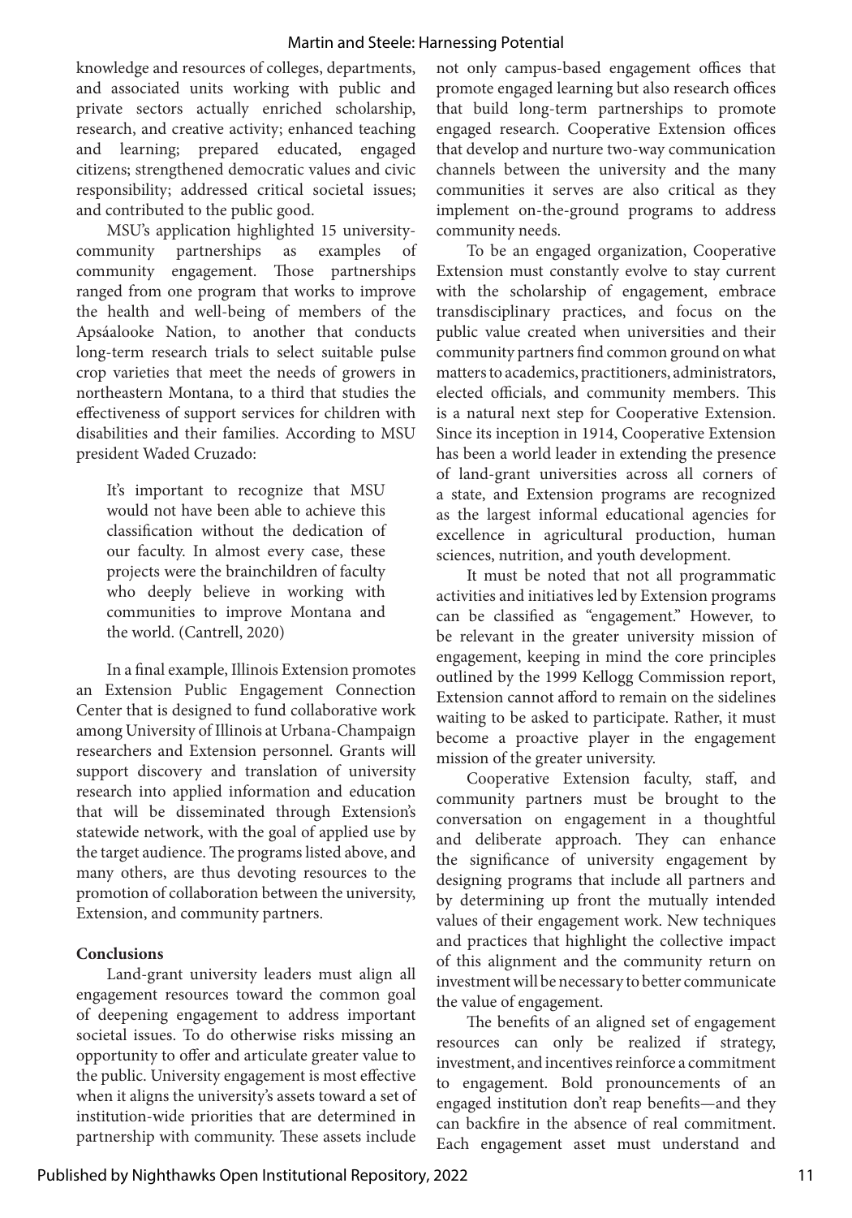knowledge and resources of colleges, departments, and associated units working with public and private sectors actually enriched scholarship, research, and creative activity; enhanced teaching and learning; prepared educated, engaged citizens; strengthened democratic values and civic responsibility; addressed critical societal issues; and contributed to the public good.

MSU's application highlighted 15 university-community partnerships as examples of community engagement. Those partnerships ranged from one program that works to improve the health and well-being of members of the Apsáalooke Nation, to another that conducts long-term research trials to select suitable pulse crop varieties that meet the needs of growers in northeastern Montana, to a third that studies the effectiveness of support services for children with disabilities and their families. According to MSU president Waded Cruzado:

> It's important to recognize that MSU would not have been able to achieve this classification without the dedication of our faculty. In almost every case, these projects were the brainchildren of faculty who deeply believe in working with communities to improve Montana and the world. (Cantrell, 2020)

In a final example, Illinois Extension promotes an Extension Public Engagement Connection Center that is designed to fund collaborative work among University of Illinois at Urbana-Champaign researchers and Extension personnel. Grants will support discovery and translation of university research into applied information and education that will be disseminated through Extension's statewide network, with the goal of applied use by the target audience. The programs listed above, and many others, are thus devoting resources to the promotion of collaboration between the university, Extension, and community partners.

## Conclusions

Land-grant university leaders must align all engagement resources toward the common goal of deepening engagement to address important societal issues. To do otherwise risks missing an opportunity to offer and articulate greater value to the public. University engagement is most effective when it aligns the university's assets toward a set of institution-wide priorities that are determined in partnership with community. These assets include not only campus-based engagement offices that promote engaged learning but also research offices that build long-term partnerships to promote engaged research. Cooperative Extension offices that develop and nurture two-way communication channels between the university and the many communities it serves are also critical as they implement on-the-ground programs to address community needs.

To be an engaged organization, Cooperative Extension must constantly evolve to stay current with the scholarship of engagement, embrace transdisciplinary practices, and focus on the public value created when universities and their community partners find common ground on what matters to academics, practitioners, administrators, elected officials, and community members. This is a natural next step for Cooperative Extension. Since its inception in 1914, Cooperative Extension has been a world leader in extending the presence of land-grant universities across all corners of a state, and Extension programs are recognized as the largest informal educational agencies for excellence in agricultural production, human sciences, nutrition, and youth development.

It must be noted that not all programmatic activities and initiatives led by Extension programs can be classified as "engagement." However, to be relevant in the greater university mission of engagement, keeping in mind the core principles outlined by the 1999 Kellogg Commission report, Extension cannot afford to remain on the sidelines waiting to be asked to participate. Rather, it must become a proactive player in the engagement mission of the greater university.

Cooperative Extension faculty, staff, and community partners must be brought to the conversation on engagement in a thoughtful and deliberate approach. They can enhance the significance of university engagement by designing programs that include all partners and by determining up front the mutually intended values of their engagement work. New techniques and practices that highlight the collective impact of this alignment and the community return on investment will be necessary to better communicate the value of engagement.

The benefits of an aligned set of engagement resources can only be realized if strategy, investment, and incentives reinforce a commitment to engagement. Bold pronouncements of an engaged institution don't reap benefits—and they can backfire in the absence of real commitment. Each engagement asset must understand and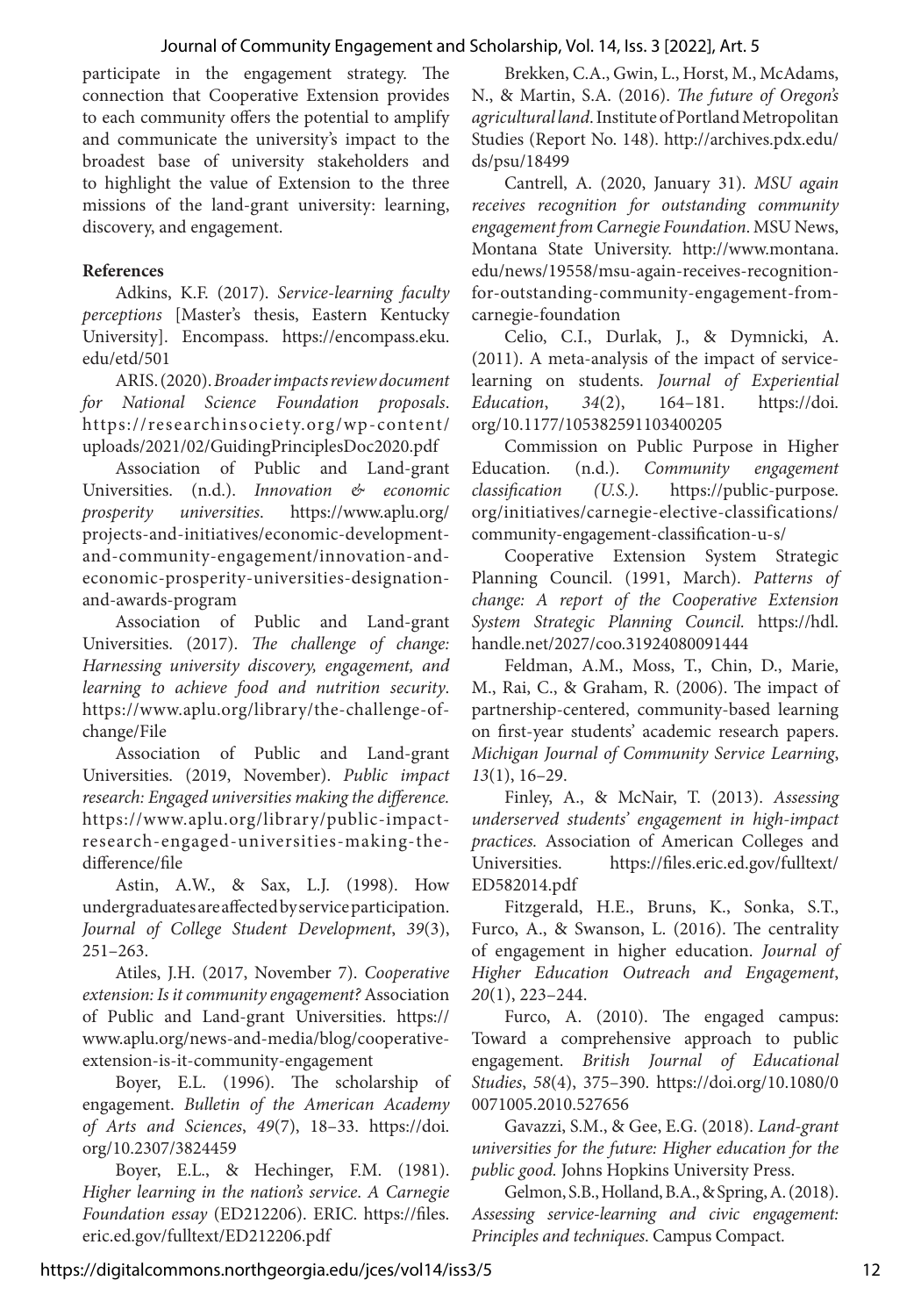participate in the engagement strategy. The connection that Cooperative Extension provides to each community offers the potential to amplify and communicate the university's impact to the broadest base of university stakeholders and to highlight the value of Extension to the three missions of the land-grant university: learning, discovery, and engagement.

## References

Adkins, K.F. (2017). *Service-learning faculty perceptions* [Master's thesis, Eastern Kentucky University]. Encompass. https://encompass.eku.edu/etd/501

ARIS. (2020). *Broader impacts review document for National Science Foundation proposals*. https://researchinsociety.org/wp-content/uploads/2021/02/GuidingPrinciplesDoc2020.pdf

Association of Public and Land-grant Universities. (n.d.). *Innovation & economic prosperity universities*. https://www.aplu.org/projects-and-initiatives/economic-development-and-community-engagement/innovation-and-economic-prosperity-universities-designation-and-awards-program

Association of Public and Land-grant Universities. (2017). *The challenge of change: Harnessing university discovery, engagement, and learning to achieve food and nutrition security*. https://www.aplu.org/library/the-challenge-of-change/File

Association of Public and Land-grant Universities. (2019, November). *Public impact research: Engaged universities making the difference.* https://www.aplu.org/library/public-impact-research-engaged-universities-making-the-difference/file

Astin, A.W., & Sax, L.J. (1998). How undergraduates are affected by service participation. *Journal of College Student Development*, *39*(3), 251–263.

Atiles, J.H. (2017, November 7). *Cooperative extension: Is it community engagement?* Association of Public and Land-grant Universities. https://www.aplu.org/news-and-media/blog/cooperative-extension-is-it-community-engagement

Boyer, E.L. (1996). The scholarship of engagement. *Bulletin of the American Academy of Arts and Sciences*, *49*(7), 18–33. https://doi.org/10.2307/3824459

Boyer, E.L., & Hechinger, F.M. (1981). *Higher learning in the nation's service. A Carnegie Foundation essay* (ED212206). ERIC. https://files.eric.ed.gov/fulltext/ED212206.pdf

Brekken, C.A., Gwin, L., Horst, M., McAdams, N., & Martin, S.A. (2016). *The future of Oregon's agricultural land*. Institute of Portland Metropolitan Studies (Report No. 148). http://archives.pdx.edu/ds/psu/18499

Cantrell, A. (2020, January 31). *MSU again receives recognition for outstanding community engagement from Carnegie Foundation*. MSU News, Montana State University. http://www.montana.edu/news/19558/msu-again-receives-recognition-for-outstanding-community-engagement-from-carnegie-foundation

Celio, C.I., Durlak, J., & Dymnicki, A. (2011). A meta-analysis of the impact of service-learning on students. *Journal of Experiential Education*, *34*(2), 164–181. https://doi.org/10.1177/105382591103400205

Commission on Public Purpose in Higher Education. (n.d.). *Community engagement classification (U.S.)*. https://public-purpose.org/initiatives/carnegie-elective-classifications/community-engagement-classification-u-s/

Cooperative Extension System Strategic Planning Council. (1991, March). *Patterns of change: A report of the Cooperative Extension System Strategic Planning Council.* https://hdl.handle.net/2027/coo.31924080091444

Feldman, A.M., Moss, T., Chin, D., Marie, M., Rai, C., & Graham, R. (2006). The impact of partnership-centered, community-based learning on first-year students' academic research papers. *Michigan Journal of Community Service Learning*, *13*(1), 16–29.

Finley, A., & McNair, T. (2013). *Assessing underserved students' engagement in high-impact practices.* Association of American Colleges and Universities. https://files.eric.ed.gov/fulltext/ED582014.pdf

Fitzgerald, H.E., Bruns, K., Sonka, S.T., Furco, A., & Swanson, L. (2016). The centrality of engagement in higher education. *Journal of Higher Education Outreach and Engagement*, *20*(1), 223–244.

Furco, A. (2010). The engaged campus: Toward a comprehensive approach to public engagement. *British Journal of Educational Studies*, *58*(4), 375–390. https://doi.org/10.1080/00071005.2010.527656

Gavazzi, S.M., & Gee, E.G. (2018). *Land-grant universities for the future: Higher education for the public good.* Johns Hopkins University Press.

Gelmon, S.B., Holland, B.A., & Spring, A. (2018). *Assessing service-learning and civic engagement: Principles and techniques*. Campus Compact.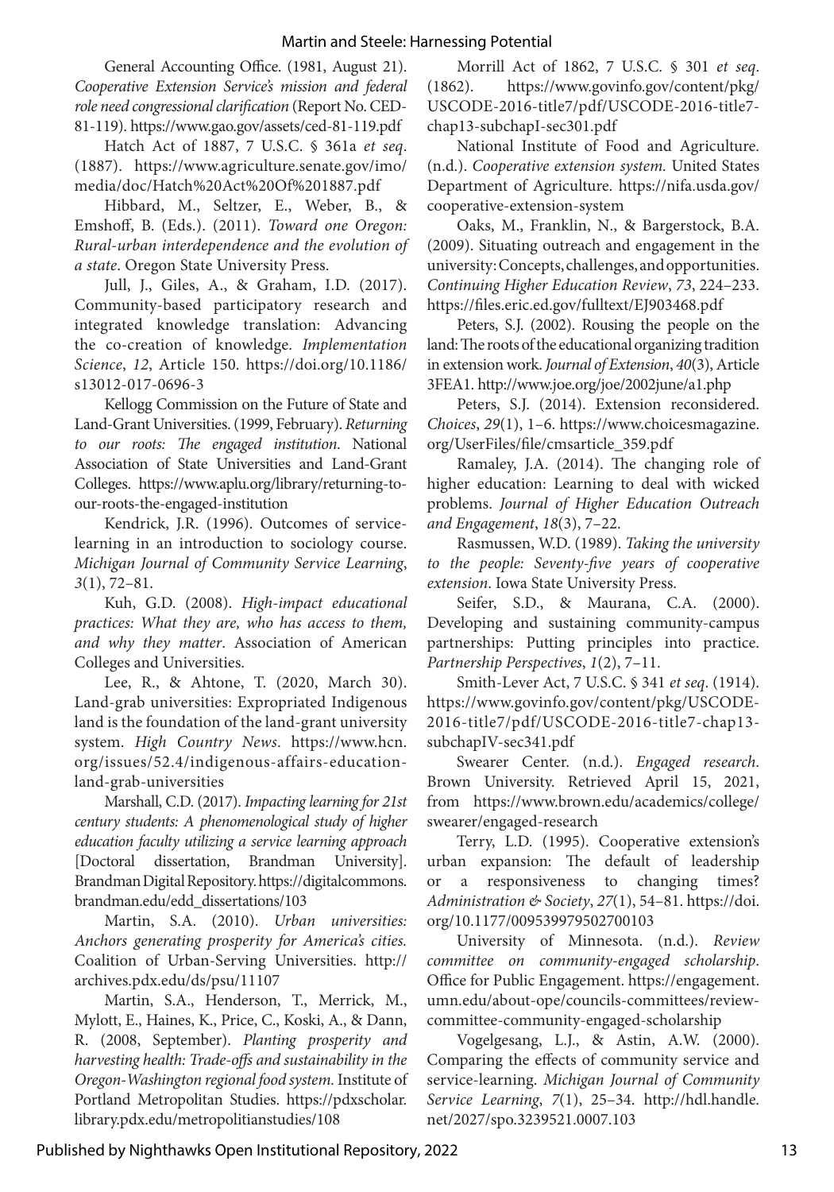General Accounting Office. (1981, August 21). *Cooperative Extension Service's mission and federal role need congressional clarification* (Report No. CED-81-119). https://www.gao.gov/assets/ced-81-119.pdf

Hatch Act of 1887, 7 U.S.C. § 361a *et seq*. (1887). https://www.agriculture.senate.gov/imo/media/doc/Hatch%20Act%20Of%201887.pdf

Hibbard, M., Seltzer, E., Weber, B., & Emshoff, B. (Eds.). (2011). *Toward one Oregon: Rural-urban interdependence and the evolution of a state*. Oregon State University Press.

Jull, J., Giles, A., & Graham, I.D. (2017). Community-based participatory research and integrated knowledge translation: Advancing the co-creation of knowledge. *Implementation Science*, *12*, Article 150. https://doi.org/10.1186/s13012-017-0696-3

Kellogg Commission on the Future of State and Land-Grant Universities. (1999, February). *Returning to our roots: The engaged institution*. National Association of State Universities and Land-Grant Colleges. https://www.aplu.org/library/returning-to-our-roots-the-engaged-institution

Kendrick, J.R. (1996). Outcomes of service-learning in an introduction to sociology course. *Michigan Journal of Community Service Learning*, *3*(1), 72–81.

Kuh, G.D. (2008). *High-impact educational practices: What they are, who has access to them, and why they matter*. Association of American Colleges and Universities.

Lee, R., & Ahtone, T. (2020, March 30). Land-grab universities: Expropriated Indigenous land is the foundation of the land-grant university system. *High Country News*. https://www.hcn.org/issues/52.4/indigenous-affairs-education-land-grab-universities

Marshall, C.D. (2017). *Impacting learning for 21st century students: A phenomenological study of higher education faculty utilizing a service learning approach* [Doctoral dissertation, Brandman University]. Brandman Digital Repository. https://digitalcommons.brandman.edu/edd_dissertations/103

Martin, S.A. (2010). *Urban universities: Anchors generating prosperity for America's cities.* Coalition of Urban-Serving Universities. http://archives.pdx.edu/ds/psu/11107

Martin, S.A., Henderson, T., Merrick, M., Mylott, E., Haines, K., Price, C., Koski, A., & Dann, R. (2008, September). *Planting prosperity and harvesting health: Trade-offs and sustainability in the Oregon-Washington regional food system*. Institute of Portland Metropolitan Studies. https://pdxscholar.library.pdx.edu/metropolitianstudies/108

Morrill Act of 1862, 7 U.S.C. § 301 *et seq*. (1862). https://www.govinfo.gov/content/pkg/USCODE-2016-title7/pdf/USCODE-2016-title7-chap13-subchapI-sec301.pdf

National Institute of Food and Agriculture. (n.d.). *Cooperative extension system*. United States Department of Agriculture. https://nifa.usda.gov/cooperative-extension-system

Oaks, M., Franklin, N., & Bargerstock, B.A. (2009). Situating outreach and engagement in the university: Concepts, challenges, and opportunities. *Continuing Higher Education Review*, *73*, 224–233. https://files.eric.ed.gov/fulltext/EJ903468.pdf

Peters, S.J. (2002). Rousing the people on the land: The roots of the educational organizing tradition in extension work. *Journal of Extension*, *40*(3), Article 3FEA1. http://www.joe.org/joe/2002june/a1.php

Peters, S.J. (2014). Extension reconsidered. *Choices*, *29*(1), 1–6. https://www.choicesmagazine.org/UserFiles/file/cmsarticle_359.pdf

Ramaley, J.A. (2014). The changing role of higher education: Learning to deal with wicked problems. *Journal of Higher Education Outreach and Engagement*, *18*(3), 7–22.

Rasmussen, W.D. (1989). *Taking the university to the people: Seventy-five years of cooperative extension*. Iowa State University Press.

Seifer, S.D., & Maurana, C.A. (2000). Developing and sustaining community-campus partnerships: Putting principles into practice. *Partnership Perspectives*, *1*(2), 7–11.

Smith-Lever Act, 7 U.S.C. § 341 *et seq*. (1914). https://www.govinfo.gov/content/pkg/USCODE-2016-title7/pdf/USCODE-2016-title7-chap13-subchapIV-sec341.pdf

Swearer Center. (n.d.). *Engaged research*. Brown University. Retrieved April 15, 2021, from https://www.brown.edu/academics/college/swearer/engaged-research

Terry, L.D. (1995). Cooperative extension's urban expansion: The default of leadership or a responsiveness to changing times? *Administration & Society*, *27*(1), 54–81. https://doi.org/10.1177/009539979502700103

University of Minnesota. (n.d.). *Review committee on community-engaged scholarship*. Office for Public Engagement. https://engagement.umn.edu/about-ope/councils-committees/review-committee-community-engaged-scholarship

Vogelgesang, L.J., & Astin, A.W. (2000). Comparing the effects of community service and service-learning. *Michigan Journal of Community Service Learning*, *7*(1), 25–34. http://hdl.handle.net/2027/spo.3239521.0007.103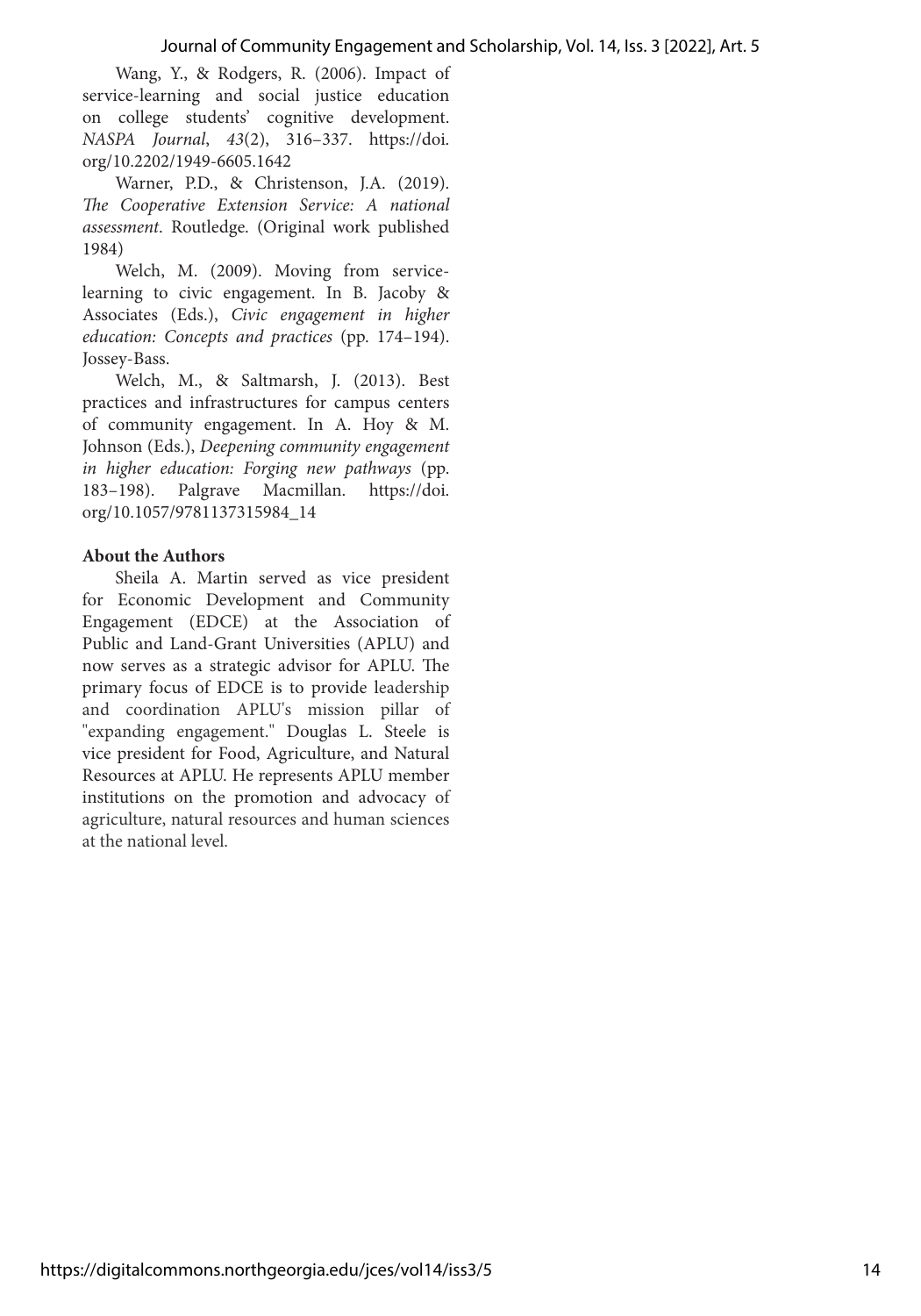Wang, Y., & Rodgers, R. (2006). Impact of service-learning and social justice education on college students' cognitive development. *NASPA Journal*, *43*(2), 316–337. https://doi.org/10.2202/1949-6605.1642

Warner, P.D., & Christenson, J.A. (2019). *The Cooperative Extension Service: A national assessment*. Routledge. (Original work published 1984)

Welch, M. (2009). Moving from service-learning to civic engagement. In B. Jacoby & Associates (Eds.), *Civic engagement in higher education: Concepts and practices* (pp. 174–194). Jossey-Bass.

Welch, M., & Saltmarsh, J. (2013). Best practices and infrastructures for campus centers of community engagement. In A. Hoy & M. Johnson (Eds.), *Deepening community engagement in higher education: Forging new pathways* (pp. 183–198). Palgrave Macmillan. https://doi.org/10.1057/9781137315984_14

**About the Authors**

Sheila A. Martin served as vice president for Economic Development and Community Engagement (EDCE) at the Association of Public and Land-Grant Universities (APLU) and now serves as a strategic advisor for APLU. The primary focus of EDCE is to provide leadership and coordination APLU's mission pillar of "expanding engagement." Douglas L. Steele is vice president for Food, Agriculture, and Natural Resources at APLU. He represents APLU member institutions on the promotion and advocacy of agriculture, natural resources and human sciences at the national level.